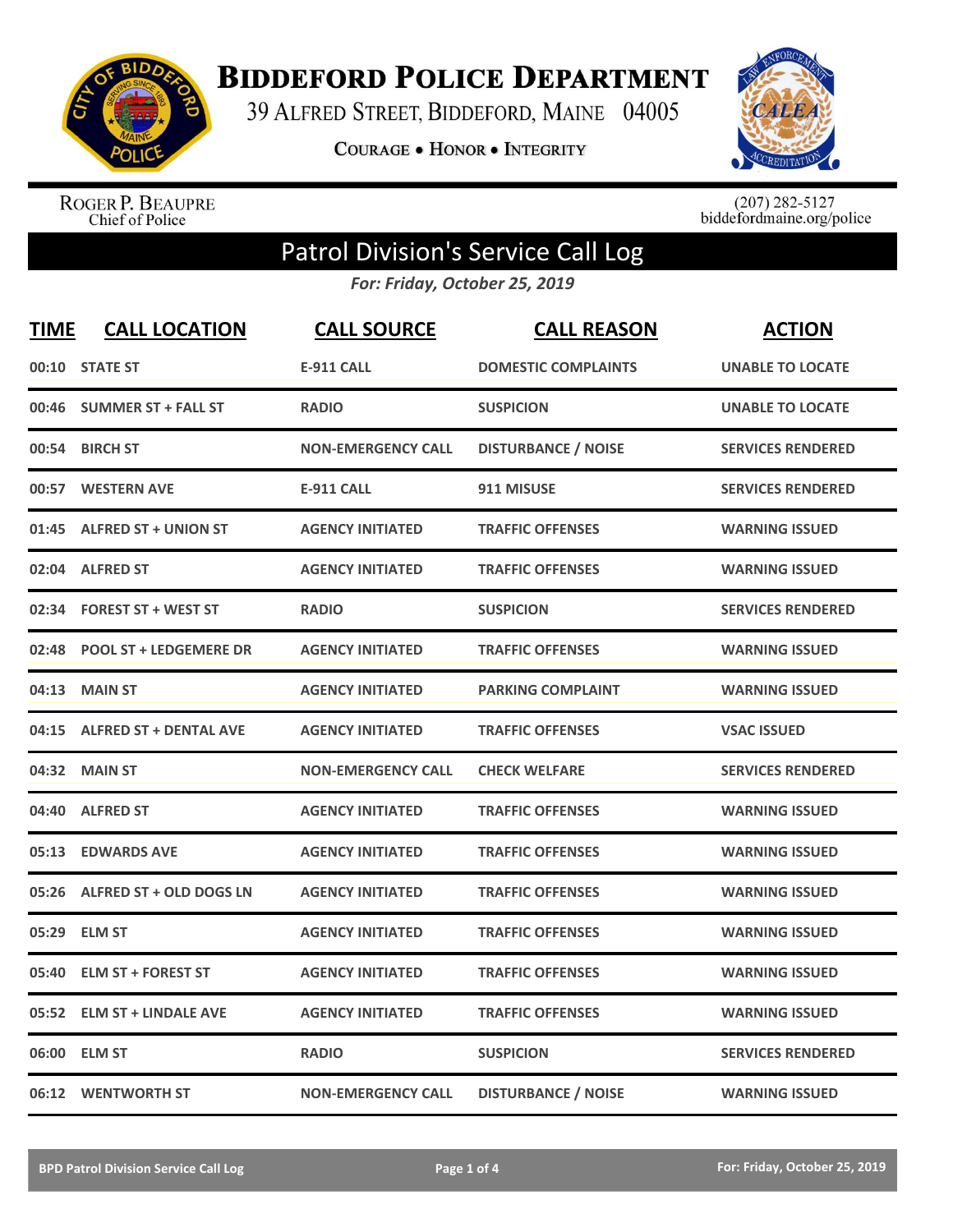# Biddeford Police Department

39 Alfred Street, Biddeford, Maine 04005

**Courage • Honor • Integrity**

Roger P. Beaupre
Chief of Police

(207) 282-5127
biddefordmaine.org/police

## Patrol Division's Service Call Log

***For: Friday, October 25, 2019***

| TIME | CALL LOCATION | CALL SOURCE | CALL REASON | ACTION |
|---|---|---|---|---|
| 00:10 | STATE ST | E-911 CALL | DOMESTIC COMPLAINTS | UNABLE TO LOCATE |
| 00:46 | SUMMER ST + FALL ST | RADIO | SUSPICION | UNABLE TO LOCATE |
| 00:54 | BIRCH ST | NON-EMERGENCY CALL | DISTURBANCE / NOISE | SERVICES RENDERED |
| 00:57 | WESTERN AVE | E-911 CALL | 911 MISUSE | SERVICES RENDERED |
| 01:45 | ALFRED ST + UNION ST | AGENCY INITIATED | TRAFFIC OFFENSES | WARNING ISSUED |
| 02:04 | ALFRED ST | AGENCY INITIATED | TRAFFIC OFFENSES | WARNING ISSUED |
| 02:34 | FOREST ST + WEST ST | RADIO | SUSPICION | SERVICES RENDERED |
| 02:48 | POOL ST + LEDGEMERE DR | AGENCY INITIATED | TRAFFIC OFFENSES | WARNING ISSUED |
| 04:13 | MAIN ST | AGENCY INITIATED | PARKING COMPLAINT | WARNING ISSUED |
| 04:15 | ALFRED ST + DENTAL AVE | AGENCY INITIATED | TRAFFIC OFFENSES | VSAC ISSUED |
| 04:32 | MAIN ST | NON-EMERGENCY CALL | CHECK WELFARE | SERVICES RENDERED |
| 04:40 | ALFRED ST | AGENCY INITIATED | TRAFFIC OFFENSES | WARNING ISSUED |
| 05:13 | EDWARDS AVE | AGENCY INITIATED | TRAFFIC OFFENSES | WARNING ISSUED |
| 05:26 | ALFRED ST + OLD DOGS LN | AGENCY INITIATED | TRAFFIC OFFENSES | WARNING ISSUED |
| 05:29 | ELM ST | AGENCY INITIATED | TRAFFIC OFFENSES | WARNING ISSUED |
| 05:40 | ELM ST + FOREST ST | AGENCY INITIATED | TRAFFIC OFFENSES | WARNING ISSUED |
| 05:52 | ELM ST + LINDALE AVE | AGENCY INITIATED | TRAFFIC OFFENSES | WARNING ISSUED |
| 06:00 | ELM ST | RADIO | SUSPICION | SERVICES RENDERED |
| 06:12 | WENTWORTH ST | NON-EMERGENCY CALL | DISTURBANCE / NOISE | WARNING ISSUED |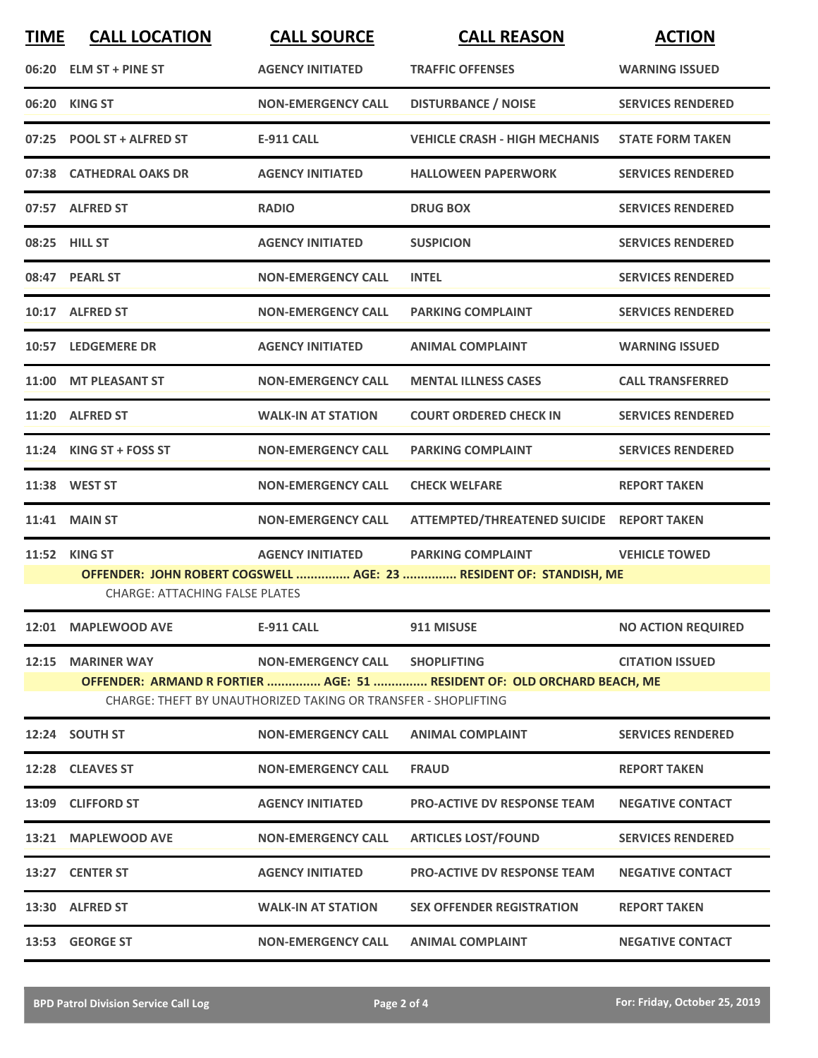| TIME | CALL LOCATION | CALL SOURCE | CALL REASON | ACTION |
|---|---|---|---|---|
| 06:20 | ELM ST + PINE ST | AGENCY INITIATED | TRAFFIC OFFENSES | WARNING ISSUED |
| 06:20 | KING ST | NON-EMERGENCY CALL | DISTURBANCE / NOISE | SERVICES RENDERED |
| 07:25 | POOL ST + ALFRED ST | E-911 CALL | VEHICLE CRASH - HIGH MECHANIS | STATE FORM TAKEN |
| 07:38 | CATHEDRAL OAKS DR | AGENCY INITIATED | HALLOWEEN PAPERWORK | SERVICES RENDERED |
| 07:57 | ALFRED ST | RADIO | DRUG BOX | SERVICES RENDERED |
| 08:25 | HILL ST | AGENCY INITIATED | SUSPICION | SERVICES RENDERED |
| 08:47 | PEARL ST | NON-EMERGENCY CALL | INTEL | SERVICES RENDERED |
| 10:17 | ALFRED ST | NON-EMERGENCY CALL | PARKING COMPLAINT | SERVICES RENDERED |
| 10:57 | LEDGEMERE DR | AGENCY INITIATED | ANIMAL COMPLAINT | WARNING ISSUED |
| 11:00 | MT PLEASANT ST | NON-EMERGENCY CALL | MENTAL ILLNESS CASES | CALL TRANSFERRED |
| 11:20 | ALFRED ST | WALK-IN AT STATION | COURT ORDERED CHECK IN | SERVICES RENDERED |
| 11:24 | KING ST + FOSS ST | NON-EMERGENCY CALL | PARKING COMPLAINT | SERVICES RENDERED |
| 11:38 | WEST ST | NON-EMERGENCY CALL | CHECK WELFARE | REPORT TAKEN |
| 11:41 | MAIN ST | NON-EMERGENCY CALL | ATTEMPTED/THREATENED SUICIDE | REPORT TAKEN |
| 11:52 | KING ST | AGENCY INITIATED | PARKING COMPLAINT | VEHICLE TOWED |
| | **OFFENDER: JOHN ROBERT COGSWELL ............... AGE: 23 ............... RESIDENT OF: STANDISH, ME** | | | |
| | CHARGE: ATTACHING FALSE PLATES | | | |
| 12:01 | MAPLEWOOD AVE | E-911 CALL | 911 MISUSE | NO ACTION REQUIRED |
| 12:15 | MARINER WAY | NON-EMERGENCY CALL | SHOPLIFTING | CITATION ISSUED |
| | **OFFENDER: ARMAND R FORTIER ............... AGE: 51 ............... RESIDENT OF: OLD ORCHARD BEACH, ME** | | | |
| | CHARGE: THEFT BY UNAUTHORIZED TAKING OR TRANSFER - SHOPLIFTING | | | |
| 12:24 | SOUTH ST | NON-EMERGENCY CALL | ANIMAL COMPLAINT | SERVICES RENDERED |
| 12:28 | CLEAVES ST | NON-EMERGENCY CALL | FRAUD | REPORT TAKEN |
| 13:09 | CLIFFORD ST | AGENCY INITIATED | PRO-ACTIVE DV RESPONSE TEAM | NEGATIVE CONTACT |
| 13:21 | MAPLEWOOD AVE | NON-EMERGENCY CALL | ARTICLES LOST/FOUND | SERVICES RENDERED |
| 13:27 | CENTER ST | AGENCY INITIATED | PRO-ACTIVE DV RESPONSE TEAM | NEGATIVE CONTACT |
| 13:30 | ALFRED ST | WALK-IN AT STATION | SEX OFFENDER REGISTRATION | REPORT TAKEN |
| 13:53 | GEORGE ST | NON-EMERGENCY CALL | ANIMAL COMPLAINT | NEGATIVE CONTACT |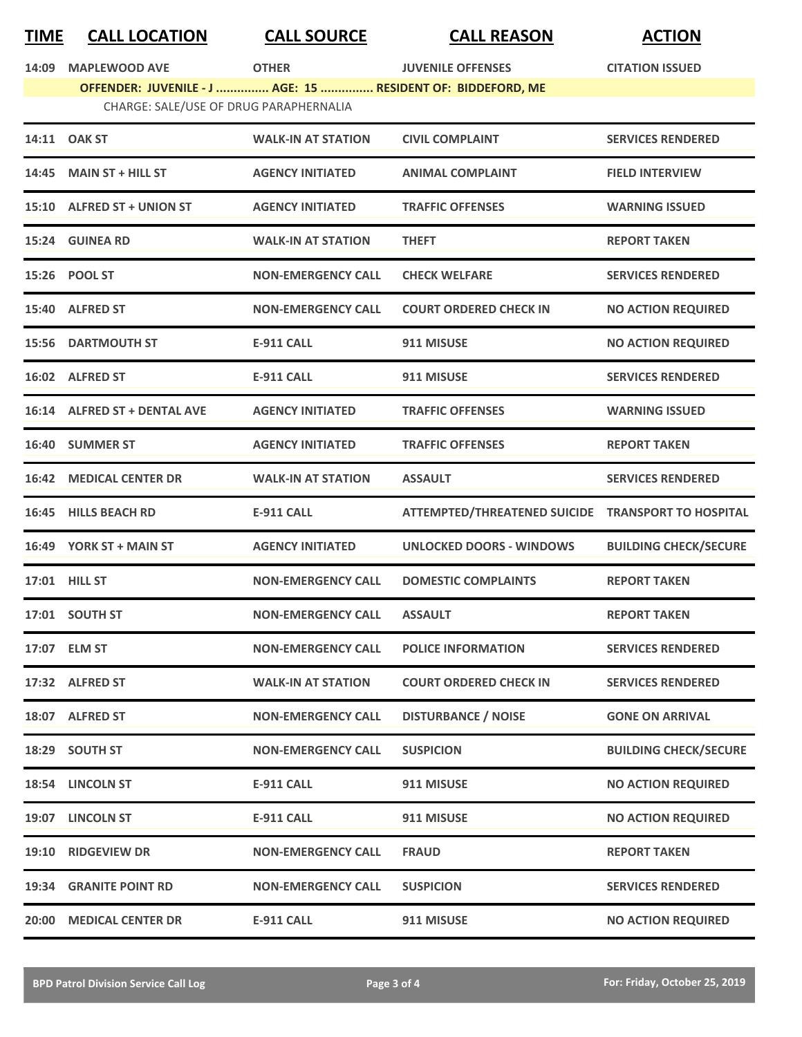| TIME | CALL LOCATION | CALL SOURCE | CALL REASON | ACTION |
|---|---|---|---|---|
| 14:09 | MAPLEWOOD AVE | OTHER | JUVENILE OFFENSES | CITATION ISSUED |
| OFFENDER: JUVENILE - J ............... AGE: 15 ............... RESIDENT OF: BIDDEFORD, ME | | | | |
| CHARGE: SALE/USE OF DRUG PARAPHERNALIA | | | | |
| 14:11 | OAK ST | WALK-IN AT STATION | CIVIL COMPLAINT | SERVICES RENDERED |
| 14:45 | MAIN ST + HILL ST | AGENCY INITIATED | ANIMAL COMPLAINT | FIELD INTERVIEW |
| 15:10 | ALFRED ST + UNION ST | AGENCY INITIATED | TRAFFIC OFFENSES | WARNING ISSUED |
| 15:24 | GUINEA RD | WALK-IN AT STATION | THEFT | REPORT TAKEN |
| 15:26 | POOL ST | NON-EMERGENCY CALL | CHECK WELFARE | SERVICES RENDERED |
| 15:40 | ALFRED ST | NON-EMERGENCY CALL | COURT ORDERED CHECK IN | NO ACTION REQUIRED |
| 15:56 | DARTMOUTH ST | E-911 CALL | 911 MISUSE | NO ACTION REQUIRED |
| 16:02 | ALFRED ST | E-911 CALL | 911 MISUSE | SERVICES RENDERED |
| 16:14 | ALFRED ST + DENTAL AVE | AGENCY INITIATED | TRAFFIC OFFENSES | WARNING ISSUED |
| 16:40 | SUMMER ST | AGENCY INITIATED | TRAFFIC OFFENSES | REPORT TAKEN |
| 16:42 | MEDICAL CENTER DR | WALK-IN AT STATION | ASSAULT | SERVICES RENDERED |
| 16:45 | HILLS BEACH RD | E-911 CALL | ATTEMPTED/THREATENED SUICIDE | TRANSPORT TO HOSPITAL |
| 16:49 | YORK ST + MAIN ST | AGENCY INITIATED | UNLOCKED DOORS - WINDOWS | BUILDING CHECK/SECURE |
| 17:01 | HILL ST | NON-EMERGENCY CALL | DOMESTIC COMPLAINTS | REPORT TAKEN |
| 17:01 | SOUTH ST | NON-EMERGENCY CALL | ASSAULT | REPORT TAKEN |
| 17:07 | ELM ST | NON-EMERGENCY CALL | POLICE INFORMATION | SERVICES RENDERED |
| 17:32 | ALFRED ST | WALK-IN AT STATION | COURT ORDERED CHECK IN | SERVICES RENDERED |
| 18:07 | ALFRED ST | NON-EMERGENCY CALL | DISTURBANCE / NOISE | GONE ON ARRIVAL |
| 18:29 | SOUTH ST | NON-EMERGENCY CALL | SUSPICION | BUILDING CHECK/SECURE |
| 18:54 | LINCOLN ST | E-911 CALL | 911 MISUSE | NO ACTION REQUIRED |
| 19:07 | LINCOLN ST | E-911 CALL | 911 MISUSE | NO ACTION REQUIRED |
| 19:10 | RIDGEVIEW DR | NON-EMERGENCY CALL | FRAUD | REPORT TAKEN |
| 19:34 | GRANITE POINT RD | NON-EMERGENCY CALL | SUSPICION | SERVICES RENDERED |
| 20:00 | MEDICAL CENTER DR | E-911 CALL | 911 MISUSE | NO ACTION REQUIRED |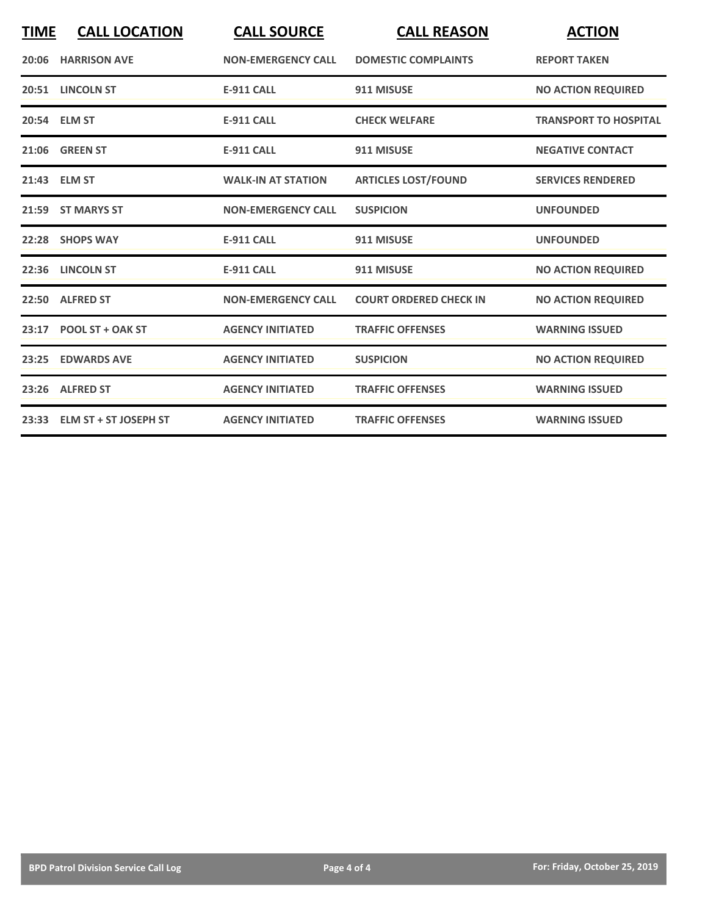| TIME | CALL LOCATION | CALL SOURCE | CALL REASON | ACTION |
|---|---|---|---|---|
| 20:06 | HARRISON AVE | NON-EMERGENCY CALL | DOMESTIC COMPLAINTS | REPORT TAKEN |
| 20:51 | LINCOLN ST | E-911 CALL | 911 MISUSE | NO ACTION REQUIRED |
| 20:54 | ELM ST | E-911 CALL | CHECK WELFARE | TRANSPORT TO HOSPITAL |
| 21:06 | GREEN ST | E-911 CALL | 911 MISUSE | NEGATIVE CONTACT |
| 21:43 | ELM ST | WALK-IN AT STATION | ARTICLES LOST/FOUND | SERVICES RENDERED |
| 21:59 | ST MARYS ST | NON-EMERGENCY CALL | SUSPICION | UNFOUNDED |
| 22:28 | SHOPS WAY | E-911 CALL | 911 MISUSE | UNFOUNDED |
| 22:36 | LINCOLN ST | E-911 CALL | 911 MISUSE | NO ACTION REQUIRED |
| 22:50 | ALFRED ST | NON-EMERGENCY CALL | COURT ORDERED CHECK IN | NO ACTION REQUIRED |
| 23:17 | POOL ST + OAK ST | AGENCY INITIATED | TRAFFIC OFFENSES | WARNING ISSUED |
| 23:25 | EDWARDS AVE | AGENCY INITIATED | SUSPICION | NO ACTION REQUIRED |
| 23:26 | ALFRED ST | AGENCY INITIATED | TRAFFIC OFFENSES | WARNING ISSUED |
| 23:33 | ELM ST + ST JOSEPH ST | AGENCY INITIATED | TRAFFIC OFFENSES | WARNING ISSUED |